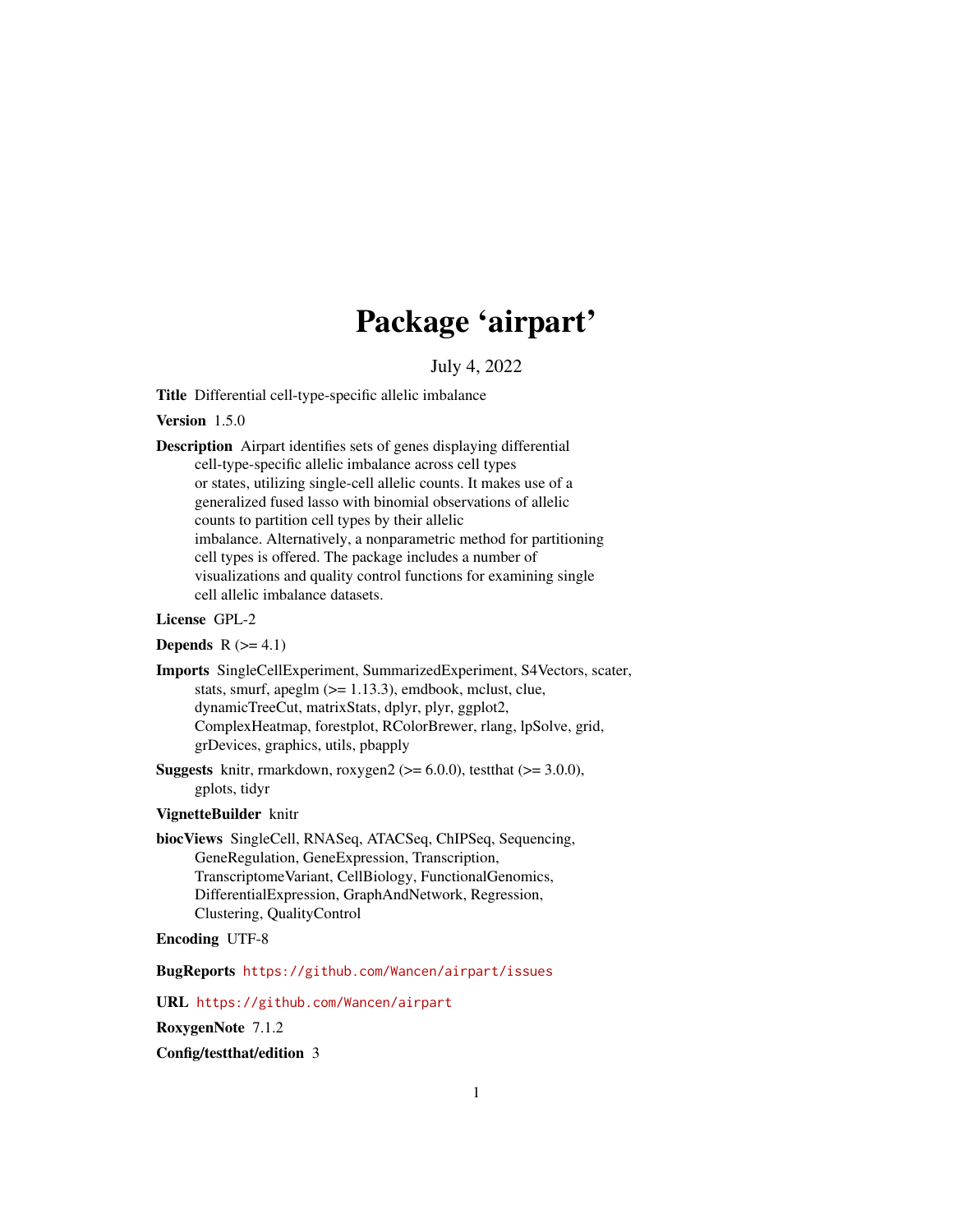# Package 'airpart'

July 4, 2022

**Title** Differential cell-type-specific allelic imbalance

**Version** 1.5.0

**Description** Airpart identifies sets of genes displaying differential cell-type-specific allelic imbalance across cell types or states, utilizing single-cell allelic counts. It makes use of a generalized fused lasso with binomial observations of allelic counts to partition cell types by their allelic imbalance. Alternatively, a nonparametric method for partitioning cell types is offered. The package includes a number of visualizations and quality control functions for examining single cell allelic imbalance datasets.

**License** GPL-2

**Depends** R (>= 4.1)

**Imports** SingleCellExperiment, SummarizedExperiment, S4Vectors, scater, stats, smurf, apeglm (>= 1.13.3), emdbook, mclust, clue, dynamicTreeCut, matrixStats, dplyr, plyr, ggplot2, ComplexHeatmap, forestplot, RColorBrewer, rlang, lpSolve, grid, grDevices, graphics, utils, pbapply

**Suggests** knitr, rmarkdown, roxygen2 (>= 6.0.0), testthat (>= 3.0.0), gplots, tidyr

**VignetteBuilder** knitr

**biocViews** SingleCell, RNASeq, ATACSeq, ChIPSeq, Sequencing, GeneRegulation, GeneExpression, Transcription, TranscriptomeVariant, CellBiology, FunctionalGenomics, DifferentialExpression, GraphAndNetwork, Regression, Clustering, QualityControl

**Encoding** UTF-8

**BugReports** https://github.com/Wancen/airpart/issues

**URL** https://github.com/Wancen/airpart

**RoxygenNote** 7.1.2

**Config/testthat/edition** 3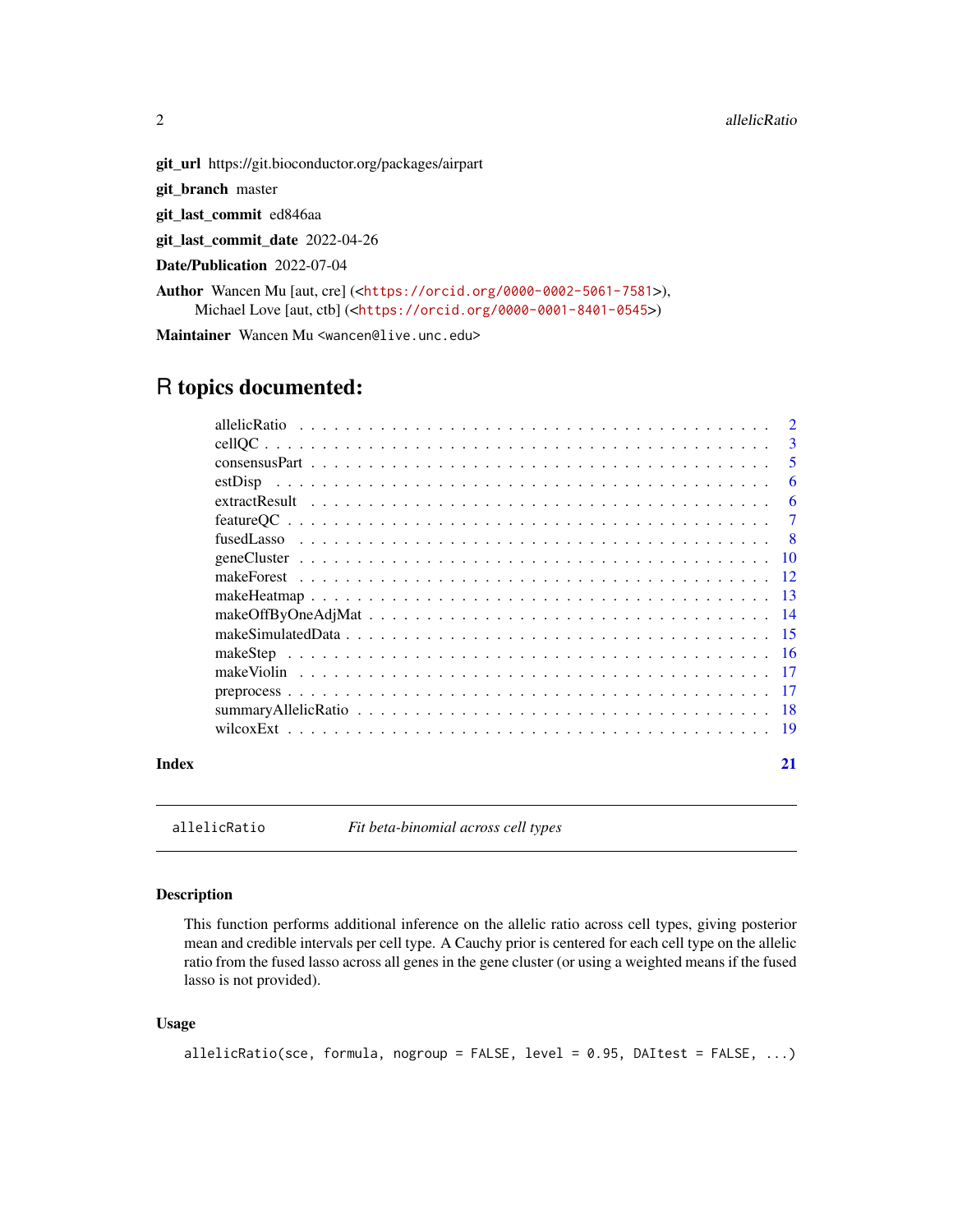**git_url** https://git.bioconductor.org/packages/airpart

**git_branch** master

**git_last_commit** ed846aa

**git_last_commit_date** 2022-04-26

**Date/Publication** 2022-07-04

**Author** Wancen Mu [aut, cre] (<https://orcid.org/0000-0002-5061-7581>), Michael Love [aut, ctb] (<https://orcid.org/0000-0001-8401-0545>)

**Maintainer** Wancen Mu <wancen@live.unc.edu>

# R topics documented:

| | |
|---|---|
| allelicRatio | 2 |
| cellQC | 3 |
| consensusPart | 5 |
| estDisp | 6 |
| extractResult | 6 |
| featureQC | 7 |
| fusedLasso | 8 |
| geneCluster | 10 |
| makeForest | 12 |
| makeHeatmap | 13 |
| makeOffByOneAdjMat | 14 |
| makeSimulatedData | 15 |
| makeStep | 16 |
| makeViolin | 17 |
| preprocess | 17 |
| summaryAllelicRatio | 18 |
| wilcoxExt | 19 |
| **Index** | **21** |

---

`allelicRatio` *Fit beta-binomial across cell types*

---

### Description

This function performs additional inference on the allelic ratio across cell types, giving posterior mean and credible intervals per cell type. A Cauchy prior is centered for each cell type on the allelic ratio from the fused lasso across all genes in the gene cluster (or using a weighted means if the fused lasso is not provided).

### Usage

```
allelicRatio(sce, formula, nogroup = FALSE, level = 0.95, DAItest = FALSE, ...)
```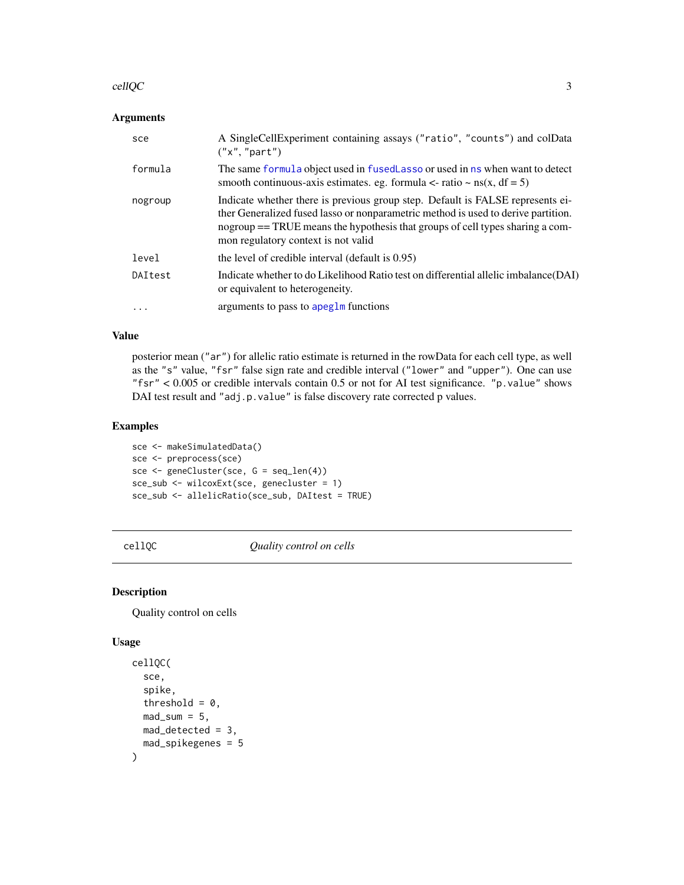### Arguments

| | |
|---|---|
| `sce` | A SingleCellExperiment containing assays (`"ratio"`, `"counts"`) and colData (`"x"`, `"part"`) |
| `formula` | The same `formula` object used in `fusedLasso` or used in `ns` when want to detect smooth continuous-axis estimates. eg. formula <- ratio ~ ns(x, df = 5) |
| `nogroup` | Indicate whether there is previous group step. Default is FALSE represents either Generalized fused lasso or nonparametric method is used to derive partition. nogroup == TRUE means the hypothesis that groups of cell types sharing a common regulatory context is not valid |
| `level` | the level of credible interval (default is 0.95) |
| `DAItest` | Indicate whether to do Likelihood Ratio test on differential allelic imbalance(DAI) or equivalent to heterogeneity. |
| `...` | arguments to pass to `apeglm` functions |

### Value

posterior mean (`"ar"`) for allelic ratio estimate is returned in the rowData for each cell type, as well as the `"s"` value, `"fsr"` false sign rate and credible interval (`"lower"` and `"upper"`). One can use `"fsr"` < 0.005 or credible intervals contain 0.5 or not for AI test significance. `"p.value"` shows DAI test result and `"adj.p.value"` is false discovery rate corrected p values.

### Examples

```
sce <- makeSimulatedData()
sce <- preprocess(sce)
sce <- geneCluster(sce, G = seq_len(4))
sce_sub <- wilcoxExt(sce, genecluster = 1)
sce_sub <- allelicRatio(sce_sub, DAItest = TRUE)
```

---

## cellQC — *Quality control on cells*

### Description

Quality control on cells

### Usage

```
cellQC(
  sce,
  spike,
  threshold = 0,
  mad_sum = 5,
  mad_detected = 3,
  mad_spikegenes = 5
)
```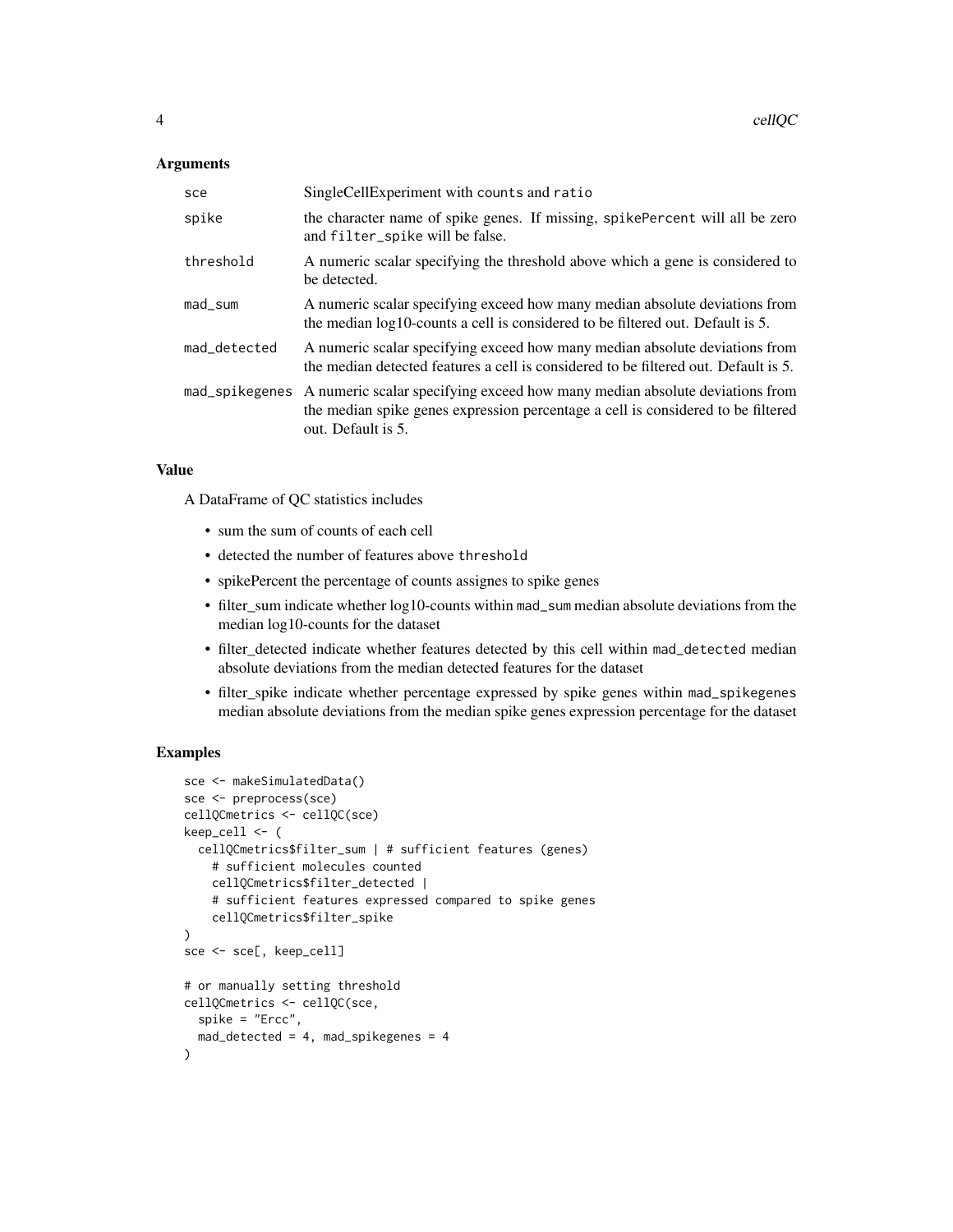### Arguments

| | |
|---|---|
| sce | SingleCellExperiment with counts and ratio |
| spike | the character name of spike genes. If missing, spikePercent will all be zero and filter_spike will be false. |
| threshold | A numeric scalar specifying the threshold above which a gene is considered to be detected. |
| mad_sum | A numeric scalar specifying exceed how many median absolute deviations from the median log10-counts a cell is considered to be filtered out. Default is 5. |
| mad_detected | A numeric scalar specifying exceed how many median absolute deviations from the median detected features a cell is considered to be filtered out. Default is 5. |
| mad_spikegenes | A numeric scalar specifying exceed how many median absolute deviations from the median spike genes expression percentage a cell is considered to be filtered out. Default is 5. |

### Value

A DataFrame of QC statistics includes

- sum the sum of counts of each cell
- detected the number of features above threshold
- spikePercent the percentage of counts assignes to spike genes
- filter_sum indicate whether log10-counts within mad_sum median absolute deviations from the median log10-counts for the dataset
- filter_detected indicate whether features detected by this cell within mad_detected median absolute deviations from the median detected features for the dataset
- filter_spike indicate whether percentage expressed by spike genes within mad_spikegenes median absolute deviations from the median spike genes expression percentage for the dataset

### Examples

```
sce <- makeSimulatedData()
sce <- preprocess(sce)
cellQCmetrics <- cellQC(sce)
keep_cell <- (
  cellQCmetrics$filter_sum | # sufficient features (genes)
    # sufficient molecules counted
    cellQCmetrics$filter_detected |
    # sufficient features expressed compared to spike genes
    cellQCmetrics$filter_spike
)
sce <- sce[, keep_cell]

# or manually setting threshold
cellQCmetrics <- cellQC(sce,
  spike = "Ercc",
  mad_detected = 4, mad_spikegenes = 4
)
```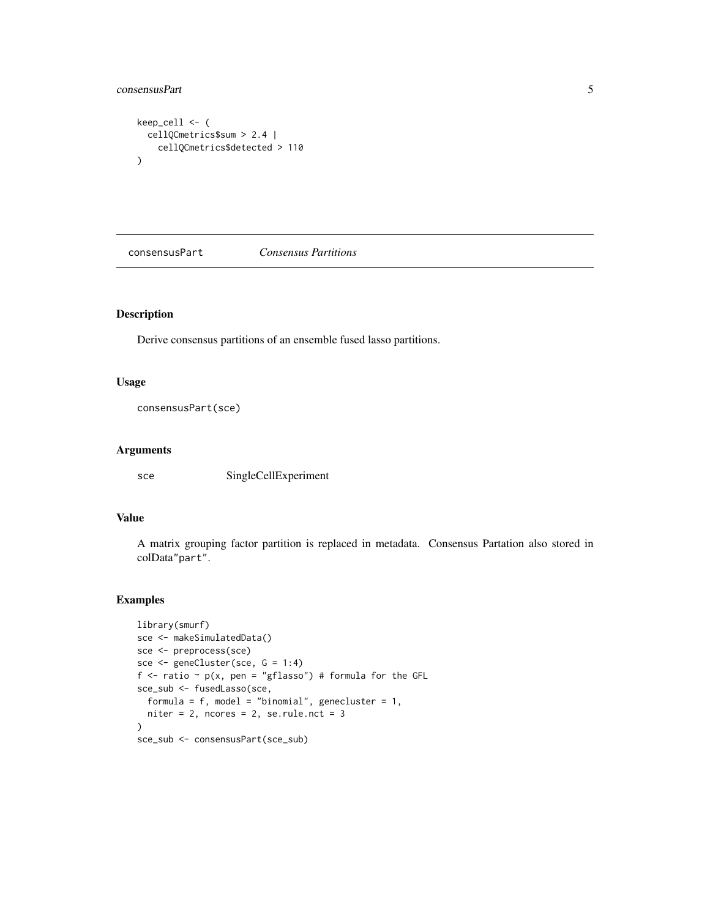```
keep_cell <- (
  cellQCmetrics$sum > 2.4 |
    cellQCmetrics$detected > 110
)
```

## consensusPart *Consensus Partitions*

### Description

Derive consensus partitions of an ensemble fused lasso partitions.

### Usage

```
consensusPart(sce)
```

### Arguments

| | |
|---|---|
| sce | SingleCellExperiment |

### Value

A matrix grouping factor partition is replaced in metadata. Consensus Partation also stored in colData"part".

### Examples

```
library(smurf)
sce <- makeSimulatedData()
sce <- preprocess(sce)
sce <- geneCluster(sce, G = 1:4)
f <- ratio ~ p(x, pen = "gflasso") # formula for the GFL
sce_sub <- fusedLasso(sce,
  formula = f, model = "binomial", genecluster = 1,
  niter = 2, ncores = 2, se.rule.nct = 3
)
sce_sub <- consensusPart(sce_sub)
```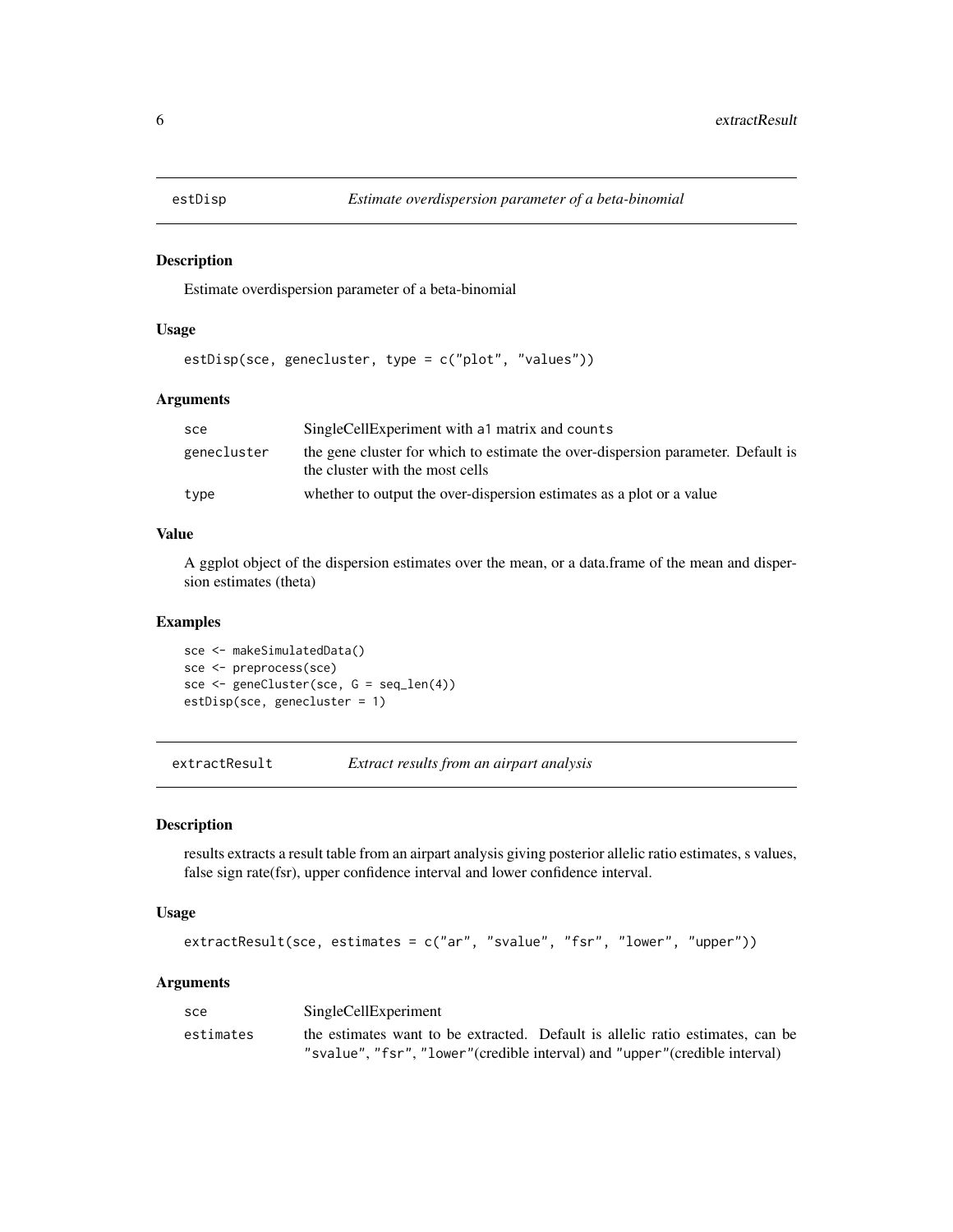## estDisp — *Estimate overdispersion parameter of a beta-binomial*

### Description

Estimate overdispersion parameter of a beta-binomial

### Usage

```
estDisp(sce, genecluster, type = c("plot", "values"))
```

### Arguments

| | |
|---|---|
| sce | SingleCellExperiment with `a1` matrix and `counts` |
| genecluster | the gene cluster for which to estimate the over-dispersion parameter. Default is the cluster with the most cells |
| type | whether to output the over-dispersion estimates as a plot or a value |

### Value

A ggplot object of the dispersion estimates over the mean, or a data.frame of the mean and dispersion estimates (theta)

### Examples

```
sce <- makeSimulatedData()
sce <- preprocess(sce)
sce <- geneCluster(sce, G = seq_len(4))
estDisp(sce, genecluster = 1)
```

## extractResult — *Extract results from an airpart analysis*

### Description

results extracts a result table from an airpart analysis giving posterior allelic ratio estimates, s values, false sign rate(fsr), upper confidence interval and lower confidence interval.

### Usage

```
extractResult(sce, estimates = c("ar", "svalue", "fsr", "lower", "upper"))
```

### Arguments

| | |
|---|---|
| sce | SingleCellExperiment |
| estimates | the estimates want to be extracted. Default is allelic ratio estimates, can be `"svalue"`, `"fsr"`, `"lower"`(credible interval) and `"upper"`(credible interval) |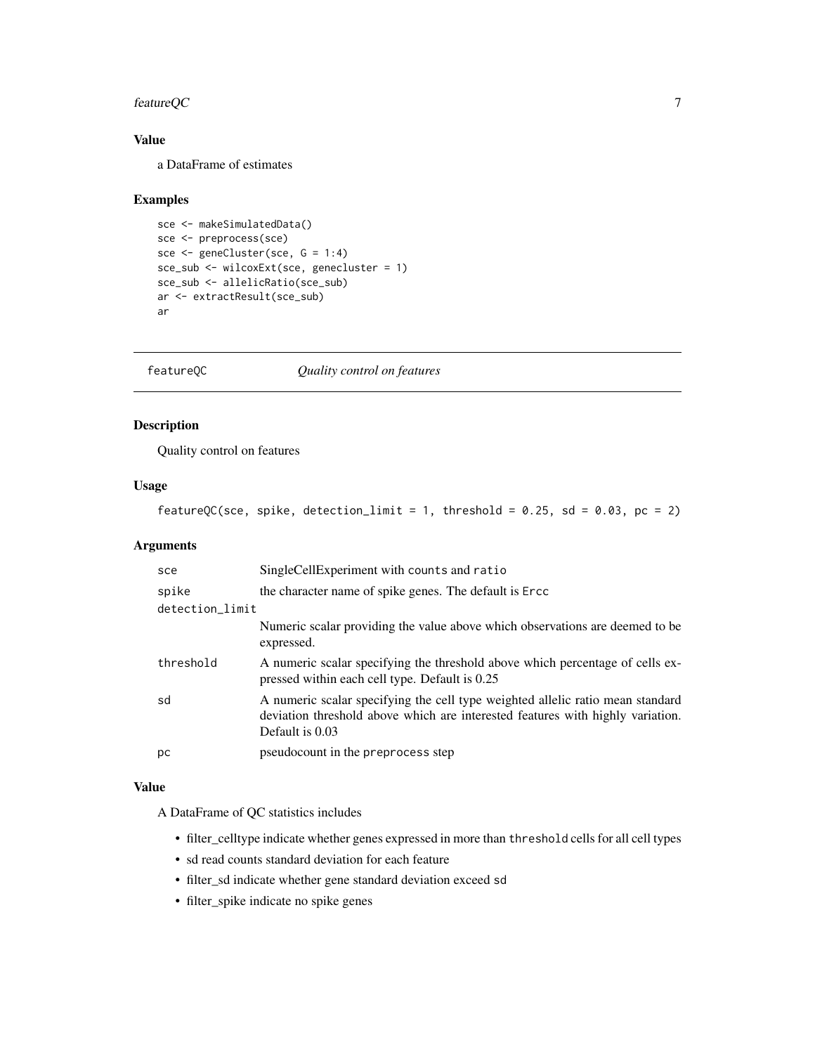### Value

a DataFrame of estimates

### Examples

```
sce <- makeSimulatedData()
sce <- preprocess(sce)
sce <- geneCluster(sce, G = 1:4)
sce_sub <- wilcoxExt(sce, genecluster = 1)
sce_sub <- allelicRatio(sce_sub)
ar <- extractResult(sce_sub)
ar
```

---

## featureQC *Quality control on features*

### Description

Quality control on features

### Usage

```
featureQC(sce, spike, detection_limit = 1, threshold = 0.25, sd = 0.03, pc = 2)
```

### Arguments

| | |
|---|---|
| sce | SingleCellExperiment with counts and ratio |
| spike | the character name of spike genes. The default is Ercc |
| detection_limit | Numeric scalar providing the value above which observations are deemed to be expressed. |
| threshold | A numeric scalar specifying the threshold above which percentage of cells expressed within each cell type. Default is 0.25 |
| sd | A numeric scalar specifying the cell type weighted allelic ratio mean standard deviation threshold above which are interested features with highly variation. Default is 0.03 |
| pc | pseudocount in the preprocess step |

### Value

A DataFrame of QC statistics includes

- filter_celltype indicate whether genes expressed in more than threshold cells for all cell types
- sd read counts standard deviation for each feature
- filter_sd indicate whether gene standard deviation exceed sd
- filter_spike indicate no spike genes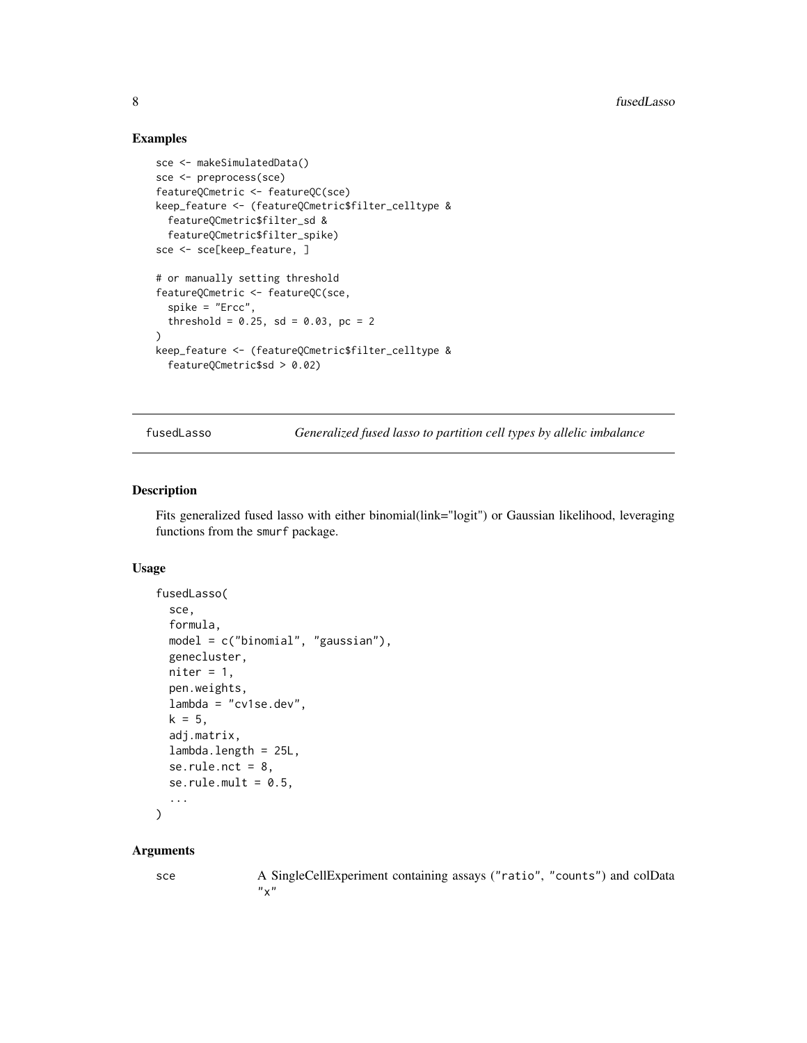### Examples

```
sce <- makeSimulatedData()
sce <- preprocess(sce)
featureQCmetric <- featureQC(sce)
keep_feature <- (featureQCmetric$filter_celltype &
  featureQCmetric$filter_sd &
  featureQCmetric$filter_spike)
sce <- sce[keep_feature, ]

# or manually setting threshold
featureQCmetric <- featureQC(sce,
  spike = "Ercc",
  threshold = 0.25, sd = 0.03, pc = 2
)
keep_feature <- (featureQCmetric$filter_celltype &
  featureQCmetric$sd > 0.02)
```

---

## fusedLasso — *Generalized fused lasso to partition cell types by allelic imbalance*

### Description

Fits generalized fused lasso with either binomial(link="logit") or Gaussian likelihood, leveraging functions from the smurf package.

### Usage

```
fusedLasso(
  sce,
  formula,
  model = c("binomial", "gaussian"),
  genecluster,
  niter = 1,
  pen.weights,
  lambda = "cv1se.dev",
  k = 5,
  adj.matrix,
  lambda.length = 25L,
  se.rule.nct = 8,
  se.rule.mult = 0.5,
  ...
)
```

### Arguments

sce — A SingleCellExperiment containing assays ("ratio", "counts") and colData "x"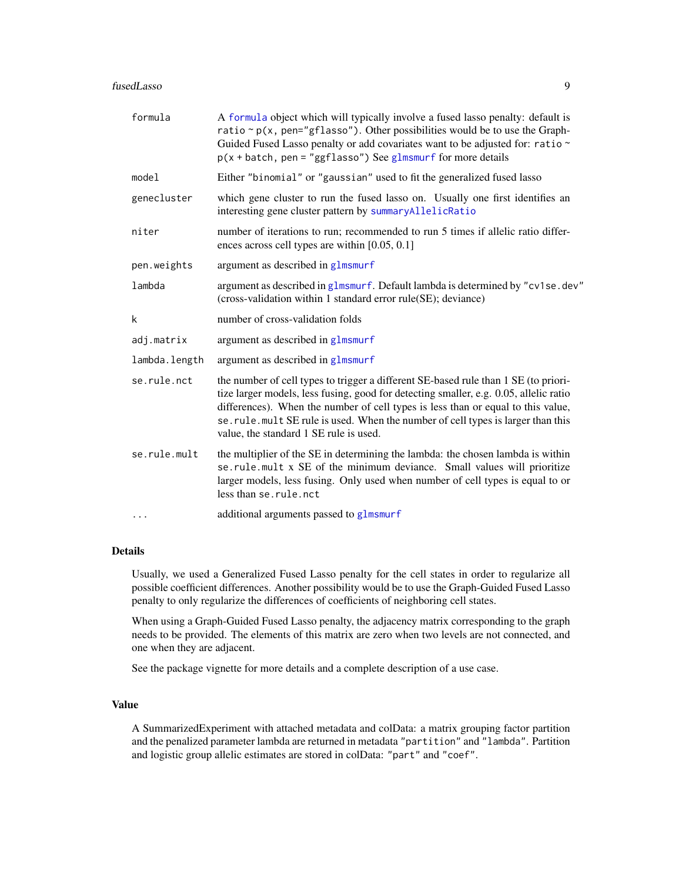| | |
|---|---|
| `formula` | A formula object which will typically involve a fused lasso penalty: default is `ratio ~ p(x, pen="gflasso")`. Other possibilities would be to use the Graph-Guided Fused Lasso penalty or add covariates want to be adjusted for: `ratio ~ p(x + batch, pen = "ggflasso")` See glmsmurf for more details |
| `model` | Either `"binomial"` or `"gaussian"` used to fit the generalized fused lasso |
| `genecluster` | which gene cluster to run the fused lasso on. Usually one first identifies an interesting gene cluster pattern by summaryAllelicRatio |
| `niter` | number of iterations to run; recommended to run 5 times if allelic ratio differences across cell types are within [0.05, 0.1] |
| `pen.weights` | argument as described in glmsmurf |
| `lambda` | argument as described in glmsmurf. Default lambda is determined by `"cv1se.dev"` (cross-validation within 1 standard error rule(SE); deviance) |
| `k` | number of cross-validation folds |
| `adj.matrix` | argument as described in glmsmurf |
| `lambda.length` | argument as described in glmsmurf |
| `se.rule.nct` | the number of cell types to trigger a different SE-based rule than 1 SE (to prioritize larger models, less fusing, good for detecting smaller, e.g. 0.05, allelic ratio differences). When the number of cell types is less than or equal to this value, `se.rule.mult` SE rule is used. When the number of cell types is larger than this value, the standard 1 SE rule is used. |
| `se.rule.mult` | the multiplier of the SE in determining the lambda: the chosen lambda is within `se.rule.mult` x SE of the minimum deviance. Small values will prioritize larger models, less fusing. Only used when number of cell types is equal to or less than `se.rule.nct` |
| `...` | additional arguments passed to glmsmurf |

## Details

Usually, we used a Generalized Fused Lasso penalty for the cell states in order to regularize all possible coefficient differences. Another possibility would be to use the Graph-Guided Fused Lasso penalty to only regularize the differences of coefficients of neighboring cell states.

When using a Graph-Guided Fused Lasso penalty, the adjacency matrix corresponding to the graph needs to be provided. The elements of this matrix are zero when two levels are not connected, and one when they are adjacent.

See the package vignette for more details and a complete description of a use case.

## Value

A SummarizedExperiment with attached metadata and colData: a matrix grouping factor partition and the penalized parameter lambda are returned in metadata `"partition"` and `"lambda"`. Partition and logistic group allelic estimates are stored in colData: `"part"` and `"coef"`.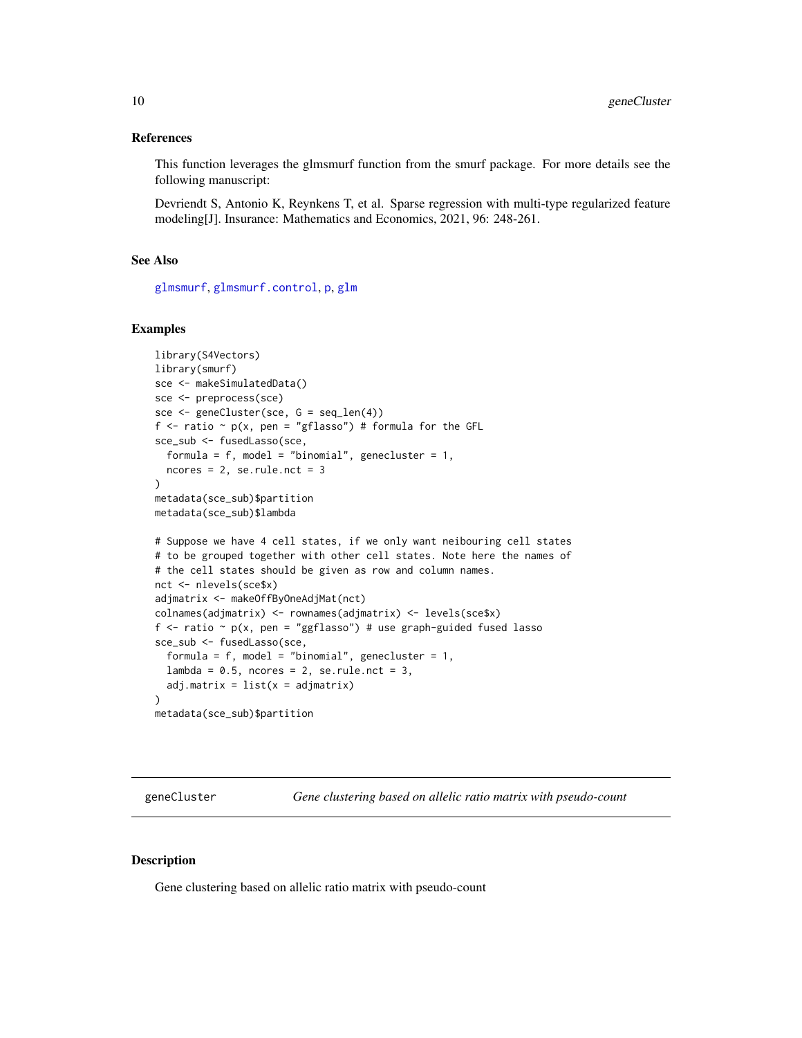### References

This function leverages the glmsmurf function from the smurf package. For more details see the following manuscript:

Devriendt S, Antonio K, Reynkens T, et al. Sparse regression with multi-type regularized feature modeling[J]. Insurance: Mathematics and Economics, 2021, 96: 248-261.

### See Also

glmsmurf, glmsmurf.control, p, glm

### Examples

```
library(S4Vectors)
library(smurf)
sce <- makeSimulatedData()
sce <- preprocess(sce)
sce <- geneCluster(sce, G = seq_len(4))
f <- ratio ~ p(x, pen = "gflasso") # formula for the GFL
sce_sub <- fusedLasso(sce,
  formula = f, model = "binomial", genecluster = 1,
  ncores = 2, se.rule.nct = 3
)
metadata(sce_sub)$partition
metadata(sce_sub)$lambda

# Suppose we have 4 cell states, if we only want neibouring cell states
# to be grouped together with other cell states. Note here the names of
# the cell states should be given as row and column names.
nct <- nlevels(sce$x)
adjmatrix <- makeOffByOneAdjMat(nct)
colnames(adjmatrix) <- rownames(adjmatrix) <- levels(sce$x)
f <- ratio ~ p(x, pen = "ggflasso") # use graph-guided fused lasso
sce_sub <- fusedLasso(sce,
  formula = f, model = "binomial", genecluster = 1,
  lambda = 0.5, ncores = 2, se.rule.nct = 3,
  adj.matrix = list(x = adjmatrix)
)
metadata(sce_sub)$partition
```

---

## geneCluster — *Gene clustering based on allelic ratio matrix with pseudo-count*

### Description

Gene clustering based on allelic ratio matrix with pseudo-count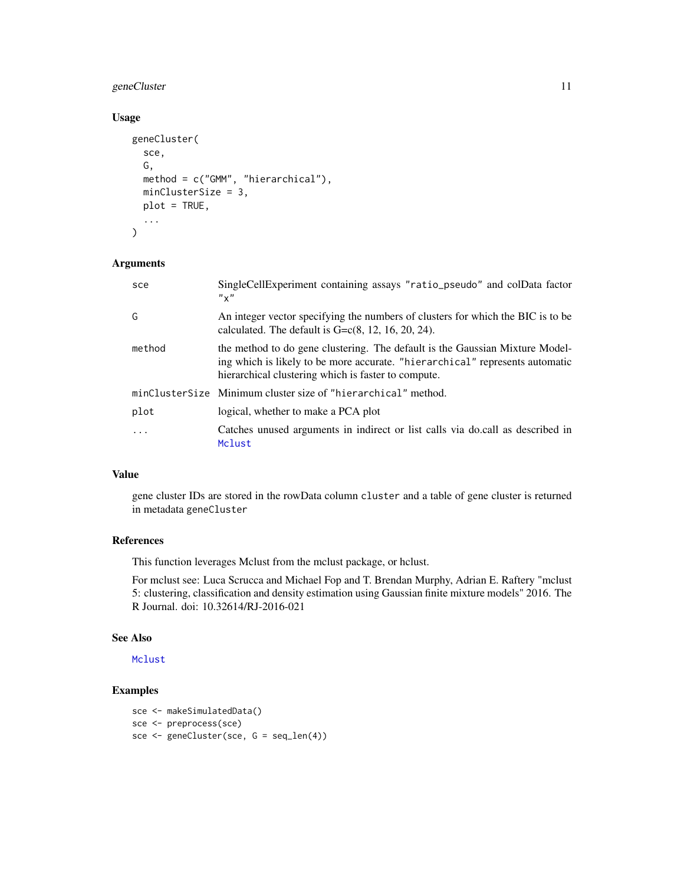## Usage

```
geneCluster(
  sce,
  G,
  method = c("GMM", "hierarchical"),
  minClusterSize = 3,
  plot = TRUE,
  ...
)
```

## Arguments

| | |
|---|---|
| `sce` | SingleCellExperiment containing assays `"ratio_pseudo"` and colData factor `"x"` |
| `G` | An integer vector specifying the numbers of clusters for which the BIC is to be calculated. The default is G=c(8, 12, 16, 20, 24). |
| `method` | the method to do gene clustering. The default is the Gaussian Mixture Modeling which is likely to be more accurate. `"hierarchical"` represents automatic hierarchical clustering which is faster to compute. |
| `minClusterSize` | Minimum cluster size of `"hierarchical"` method. |
| `plot` | logical, whether to make a PCA plot |
| `...` | Catches unused arguments in indirect or list calls via do.call as described in `Mclust` |

## Value

gene cluster IDs are stored in the rowData column `cluster` and a table of gene cluster is returned in metadata `geneCluster`

## References

This function leverages Mclust from the mclust package, or hclust.

For mclust see: Luca Scrucca and Michael Fop and T. Brendan Murphy, Adrian E. Raftery "mclust 5: clustering, classification and density estimation using Gaussian finite mixture models" 2016. The R Journal. doi: 10.32614/RJ-2016-021

## See Also

`Mclust`

## Examples

```
sce <- makeSimulatedData()
sce <- preprocess(sce)
sce <- geneCluster(sce, G = seq_len(4))
```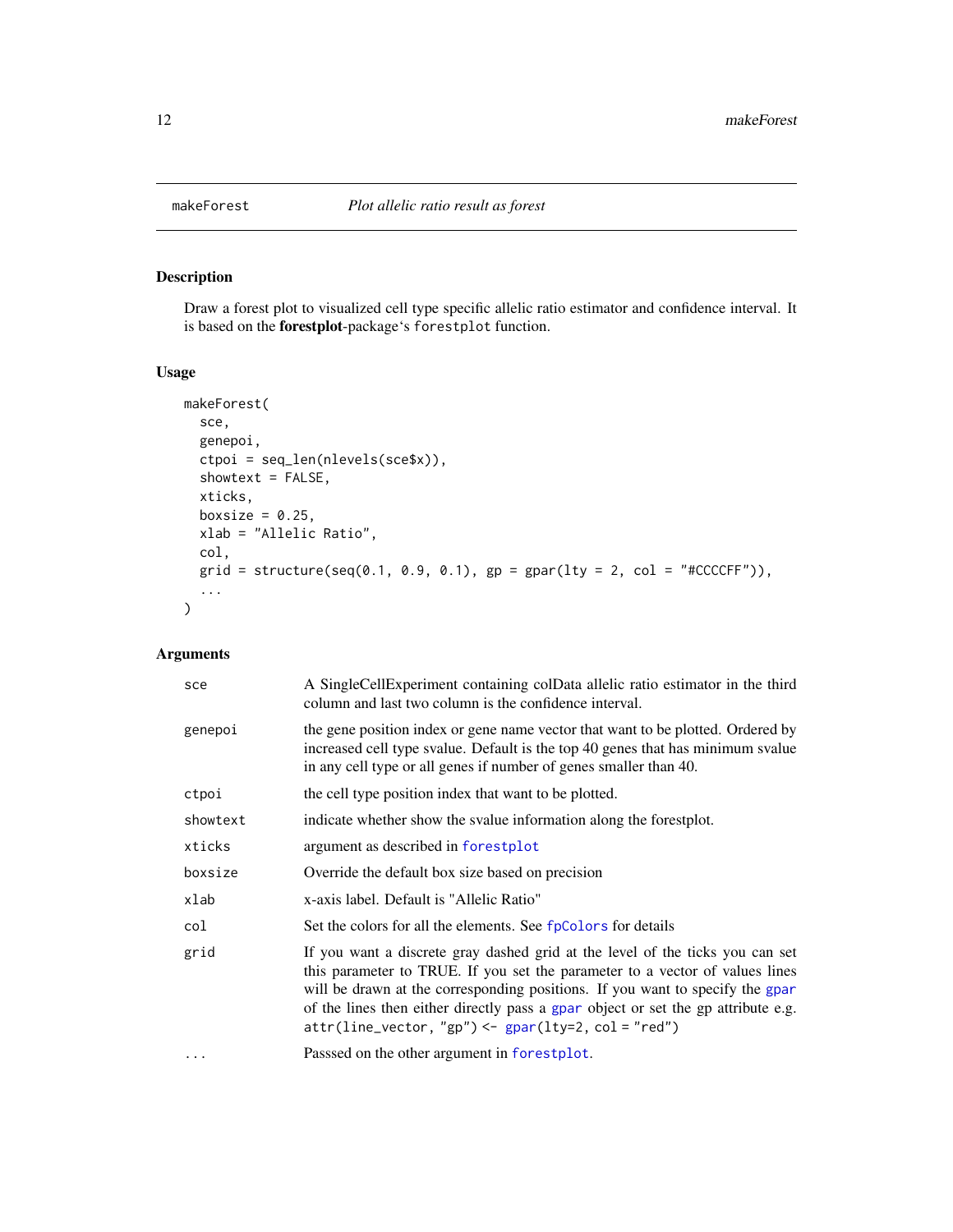## makeForest — *Plot allelic ratio result as forest*

### Description

Draw a forest plot to visualized cell type specific allelic ratio estimator and confidence interval. It is based on the **forestplot**-package's `forestplot` function.

### Usage

```
makeForest(
  sce,
  genepoi,
  ctpoi = seq_len(nlevels(sce$x)),
  showtext = FALSE,
  xticks,
  boxsize = 0.25,
  xlab = "Allelic Ratio",
  col,
  grid = structure(seq(0.1, 0.9, 0.1), gp = gpar(lty = 2, col = "#CCCCFF")),
  ...
)
```

### Arguments

| | |
|---|---|
| `sce` | A SingleCellExperiment containing colData allelic ratio estimator in the third column and last two column is the confidence interval. |
| `genepoi` | the gene position index or gene name vector that want to be plotted. Ordered by increased cell type svalue. Default is the top 40 genes that has minimum svalue in any cell type or all genes if number of genes smaller than 40. |
| `ctpoi` | the cell type position index that want to be plotted. |
| `showtext` | indicate whether show the svalue information along the forestplot. |
| `xticks` | argument as described in `forestplot` |
| `boxsize` | Override the default box size based on precision |
| `xlab` | x-axis label. Default is "Allelic Ratio" |
| `col` | Set the colors for all the elements. See `fpColors` for details |
| `grid` | If you want a discrete gray dashed grid at the level of the ticks you can set this parameter to TRUE. If you set the parameter to a vector of values lines will be drawn at the corresponding positions. If you want to specify the `gpar` of the lines then either directly pass a `gpar` object or set the gp attribute e.g. `attr(line_vector, "gp") <- gpar(lty=2, col = "red")` |
| `...` | Passsed on the other argument in `forestplot`. |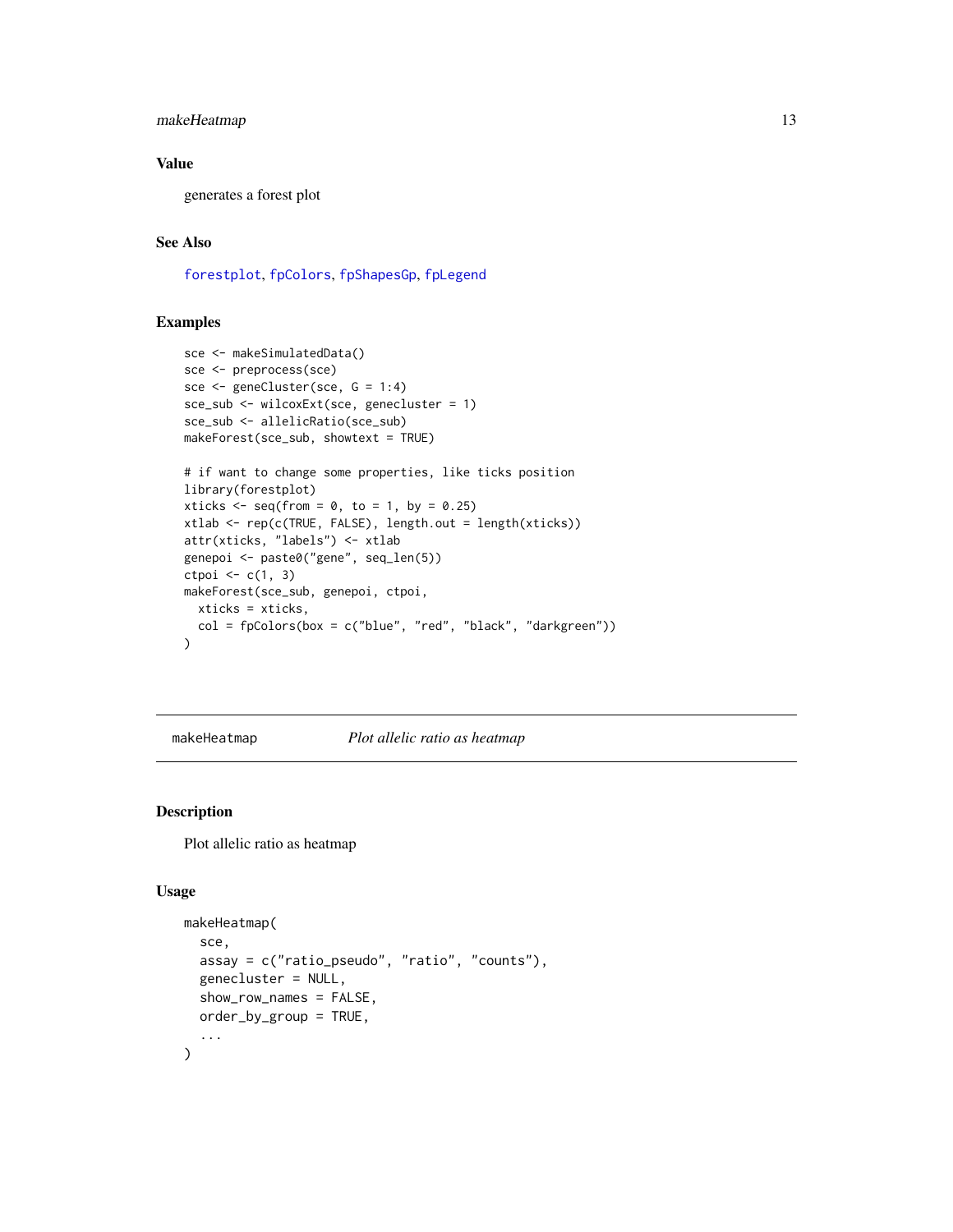### Value

generates a forest plot

### See Also

forestplot, fpColors, fpShapesGp, fpLegend

### Examples

```
sce <- makeSimulatedData()
sce <- preprocess(sce)
sce <- geneCluster(sce, G = 1:4)
sce_sub <- wilcoxExt(sce, genecluster = 1)
sce_sub <- allelicRatio(sce_sub)
makeForest(sce_sub, showtext = TRUE)

# if want to change some properties, like ticks position
library(forestplot)
xticks <- seq(from = 0, to = 1, by = 0.25)
xtlab <- rep(c(TRUE, FALSE), length.out = length(xticks))
attr(xticks, "labels") <- xtlab
genepoi <- paste0("gene", seq_len(5))
ctpoi <- c(1, 3)
makeForest(sce_sub, genepoi, ctpoi,
  xticks = xticks,
  col = fpColors(box = c("blue", "red", "black", "darkgreen"))
)
```

---

## makeHeatmap — *Plot allelic ratio as heatmap*

### Description

Plot allelic ratio as heatmap

### Usage

```
makeHeatmap(
  sce,
  assay = c("ratio_pseudo", "ratio", "counts"),
  genecluster = NULL,
  show_row_names = FALSE,
  order_by_group = TRUE,
  ...
)
```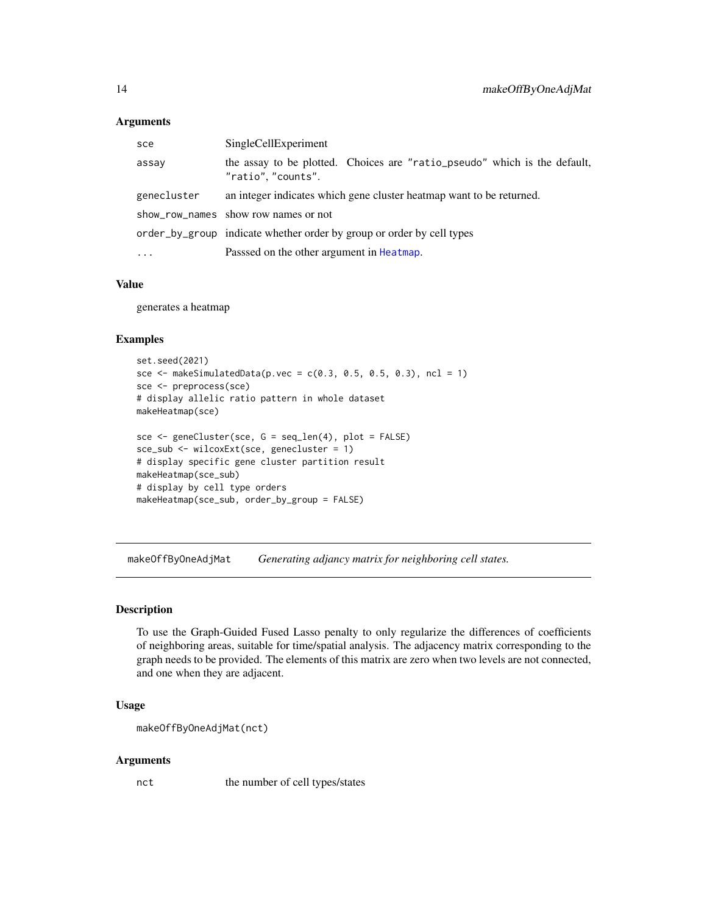### Arguments

| | |
|---|---|
| sce | SingleCellExperiment |
| assay | the assay to be plotted. Choices are "ratio_pseudo" which is the default, "ratio", "counts". |
| genecluster | an integer indicates which gene cluster heatmap want to be returned. |
| show_row_names | show row names or not |
| order_by_group | indicate whether order by group or order by cell types |
| ... | Passsed on the other argument in Heatmap. |

### Value

generates a heatmap

### Examples

```
set.seed(2021)
sce <- makeSimulatedData(p.vec = c(0.3, 0.5, 0.5, 0.3), ncl = 1)
sce <- preprocess(sce)
# display allelic ratio pattern in whole dataset
makeHeatmap(sce)

sce <- geneCluster(sce, G = seq_len(4), plot = FALSE)
sce_sub <- wilcoxExt(sce, genecluster = 1)
# display specific gene cluster partition result
makeHeatmap(sce_sub)
# display by cell type orders
makeHeatmap(sce_sub, order_by_group = FALSE)
```

---

## makeOffByOneAdjMat — *Generating adjancy matrix for neighboring cell states.*

---

### Description

To use the Graph-Guided Fused Lasso penalty to only regularize the differences of coefficients of neighboring areas, suitable for time/spatial analysis. The adjacency matrix corresponding to the graph needs to be provided. The elements of this matrix are zero when two levels are not connected, and one when they are adjacent.

### Usage

```
makeOffByOneAdjMat(nct)
```

### Arguments

| | |
|---|---|
| nct | the number of cell types/states |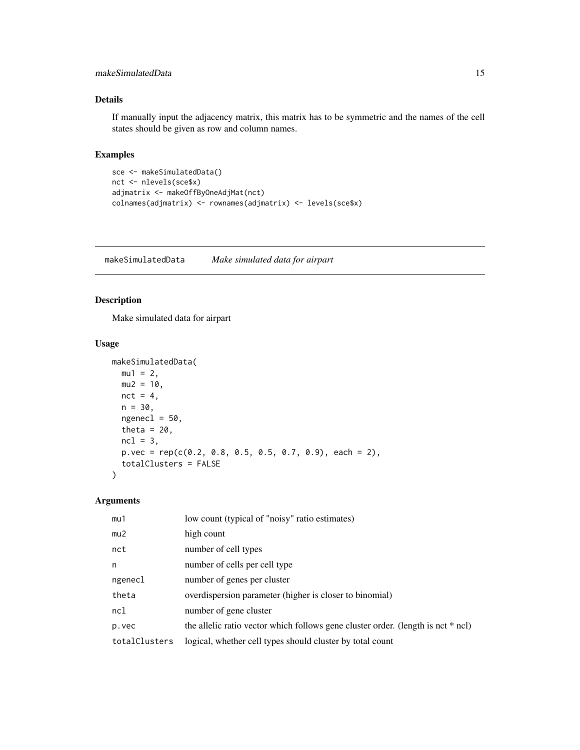## Details

If manually input the adjacency matrix, this matrix has to be symmetric and the names of the cell states should be given as row and column names.

## Examples

```
sce <- makeSimulatedData()
nct <- nlevels(sce$x)
adjmatrix <- makeOffByOneAdjMat(nct)
colnames(adjmatrix) <- rownames(adjmatrix) <- levels(sce$x)
```

---

# makeSimulatedData *Make simulated data for airpart*

## Description

Make simulated data for airpart

## Usage

```
makeSimulatedData(
  mu1 = 2,
  mu2 = 10,
  nct = 4,
  n = 30,
  ngenecl = 50,
  theta = 20,
  ncl = 3,
  p.vec = rep(c(0.2, 0.8, 0.5, 0.5, 0.7, 0.9), each = 2),
  totalClusters = FALSE
)
```

## Arguments

| | |
|---|---|
| `mu1` | low count (typical of "noisy" ratio estimates) |
| `mu2` | high count |
| `nct` | number of cell types |
| `n` | number of cells per cell type |
| `ngenecl` | number of genes per cluster |
| `theta` | overdispersion parameter (higher is closer to binomial) |
| `ncl` | number of gene cluster |
| `p.vec` | the allelic ratio vector which follows gene cluster order. (length is nct * ncl) |
| `totalClusters` | logical, whether cell types should cluster by total count |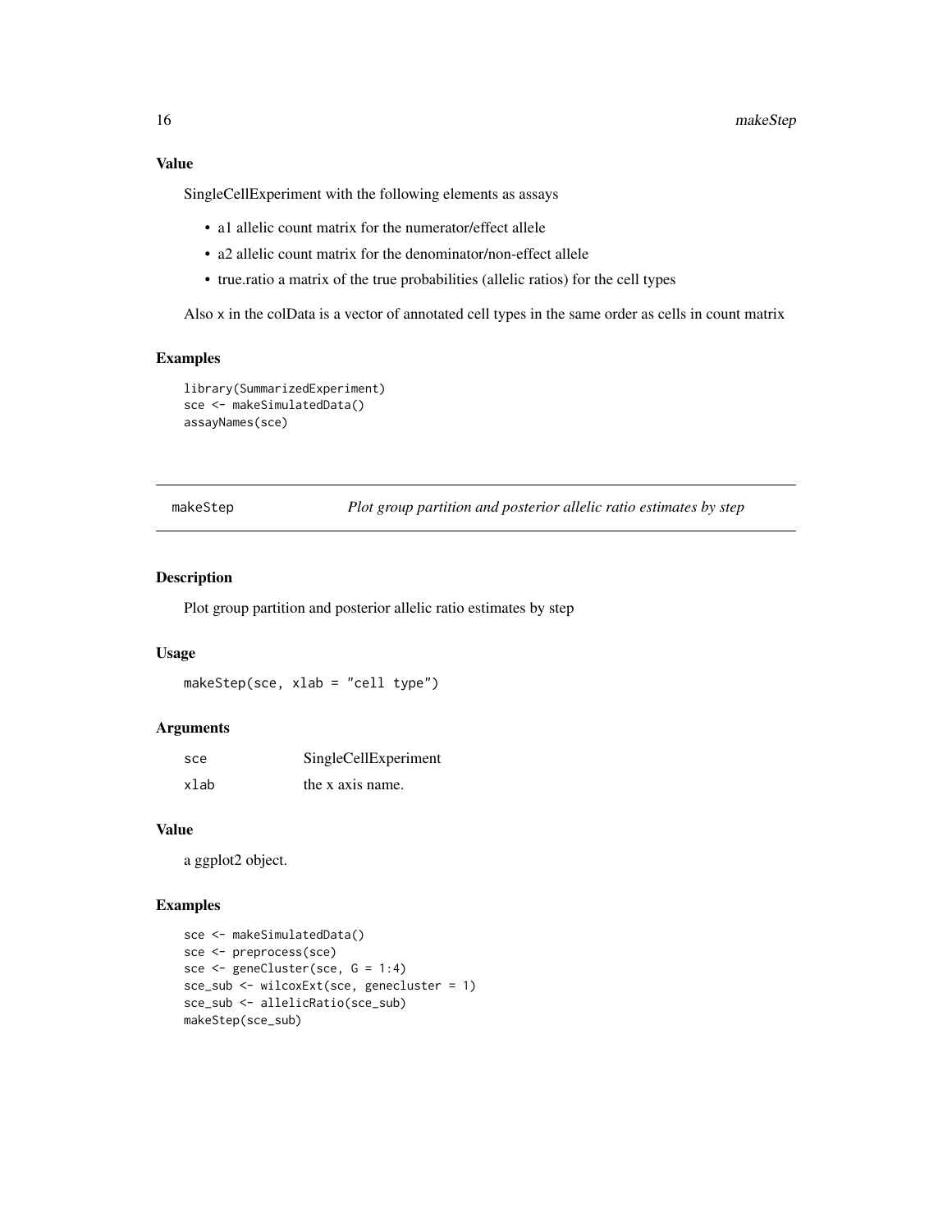### Value

SingleCellExperiment with the following elements as assays

- a1 allelic count matrix for the numerator/effect allele
- a2 allelic count matrix for the denominator/non-effect allele
- true.ratio a matrix of the true probabilities (allelic ratios) for the cell types

Also x in the colData is a vector of annotated cell types in the same order as cells in count matrix

### Examples

```
library(SummarizedExperiment)
sce <- makeSimulatedData()
assayNames(sce)
```

---

## makeStep — *Plot group partition and posterior allelic ratio estimates by step*

### Description

Plot group partition and posterior allelic ratio estimates by step

### Usage

```
makeStep(sce, xlab = "cell type")
```

### Arguments

| | |
|---|---|
| sce | SingleCellExperiment |
| xlab | the x axis name. |

### Value

a ggplot2 object.

### Examples

```
sce <- makeSimulatedData()
sce <- preprocess(sce)
sce <- geneCluster(sce, G = 1:4)
sce_sub <- wilcoxExt(sce, genecluster = 1)
sce_sub <- allelicRatio(sce_sub)
makeStep(sce_sub)
```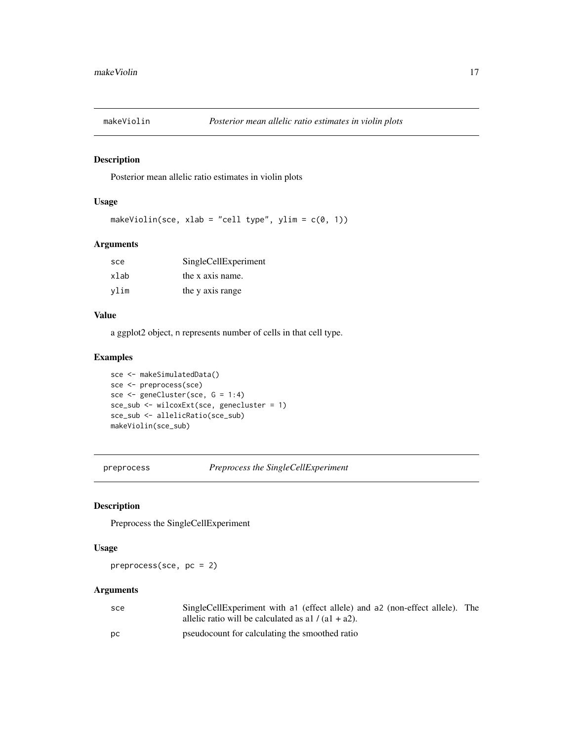## makeViolin — *Posterior mean allelic ratio estimates in violin plots*

### Description

Posterior mean allelic ratio estimates in violin plots

### Usage

```
makeViolin(sce, xlab = "cell type", ylim = c(0, 1))
```

### Arguments

| | |
|---|---|
| sce | SingleCellExperiment |
| xlab | the x axis name. |
| ylim | the y axis range |

### Value

a ggplot2 object, n represents number of cells in that cell type.

### Examples

```
sce <- makeSimulatedData()
sce <- preprocess(sce)
sce <- geneCluster(sce, G = 1:4)
sce_sub <- wilcoxExt(sce, genecluster = 1)
sce_sub <- allelicRatio(sce_sub)
makeViolin(sce_sub)
```

## preprocess — *Preprocess the SingleCellExperiment*

### Description

Preprocess the SingleCellExperiment

### Usage

```
preprocess(sce, pc = 2)
```

### Arguments

| | |
|---|---|
| sce | SingleCellExperiment with a1 (effect allele) and a2 (non-effect allele). The allelic ratio will be calculated as a1 / (a1 + a2). |
| pc | pseudocount for calculating the smoothed ratio |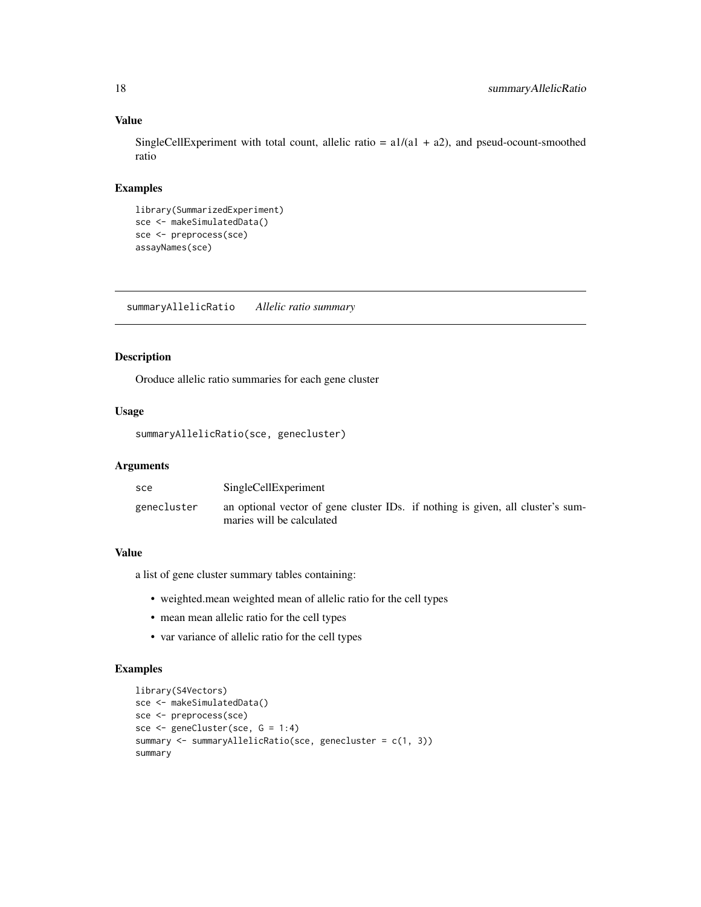### Value

SingleCellExperiment with total count, allelic ratio = a1/(a1 + a2), and pseud-ocount-smoothed ratio

### Examples

```
library(SummarizedExperiment)
sce <- makeSimulatedData()
sce <- preprocess(sce)
assayNames(sce)
```

---

## summaryAllelicRatio    *Allelic ratio summary*

---

### Description

Oroduce allelic ratio summaries for each gene cluster

### Usage

```
summaryAllelicRatio(sce, genecluster)
```

### Arguments

| | |
|---|---|
| sce | SingleCellExperiment |
| genecluster | an optional vector of gene cluster IDs. if nothing is given, all cluster's summaries will be calculated |

### Value

a list of gene cluster summary tables containing:

- weighted.mean weighted mean of allelic ratio for the cell types
- mean mean allelic ratio for the cell types
- var variance of allelic ratio for the cell types

### Examples

```
library(S4Vectors)
sce <- makeSimulatedData()
sce <- preprocess(sce)
sce <- geneCluster(sce, G = 1:4)
summary <- summaryAllelicRatio(sce, genecluster = c(1, 3))
summary
```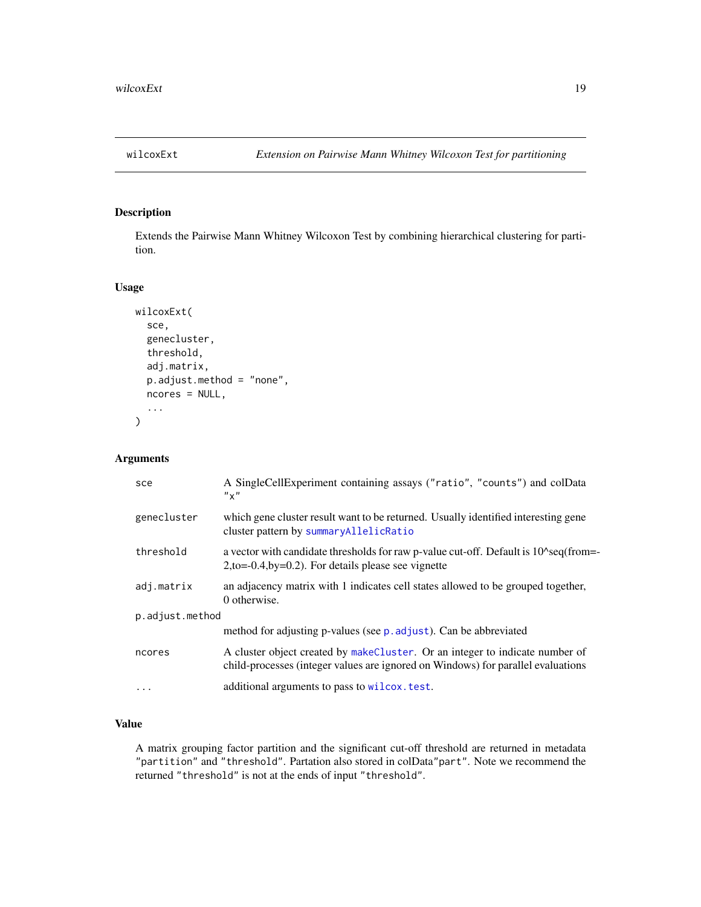## wilcoxExt *Extension on Pairwise Mann Whitney Wilcoxon Test for partitioning*

### Description

Extends the Pairwise Mann Whitney Wilcoxon Test by combining hierarchical clustering for partition.

### Usage

```
wilcoxExt(
  sce,
  genecluster,
  threshold,
  adj.matrix,
  p.adjust.method = "none",
  ncores = NULL,
  ...
)
```

### Arguments

| | |
|---|---|
| `sce` | A SingleCellExperiment containing assays ("ratio", "counts") and colData "x" |
| `genecluster` | which gene cluster result want to be returned. Usually identified interesting gene cluster pattern by `summaryAllelicRatio` |
| `threshold` | a vector with candidate thresholds for raw p-value cut-off. Default is 10^seq(from=-2,to=-0.4,by=0.2). For details please see vignette |
| `adj.matrix` | an adjacency matrix with 1 indicates cell states allowed to be grouped together, 0 otherwise. |
| `p.adjust.method` | method for adjusting p-values (see `p.adjust`). Can be abbreviated |
| `ncores` | A cluster object created by `makeCluster`. Or an integer to indicate number of child-processes (integer values are ignored on Windows) for parallel evaluations |
| `...` | additional arguments to pass to `wilcox.test`. |

### Value

A matrix grouping factor partition and the significant cut-off threshold are returned in metadata "partition" and "threshold". Partation also stored in colData"part". Note we recommend the returned "threshold" is not at the ends of input "threshold".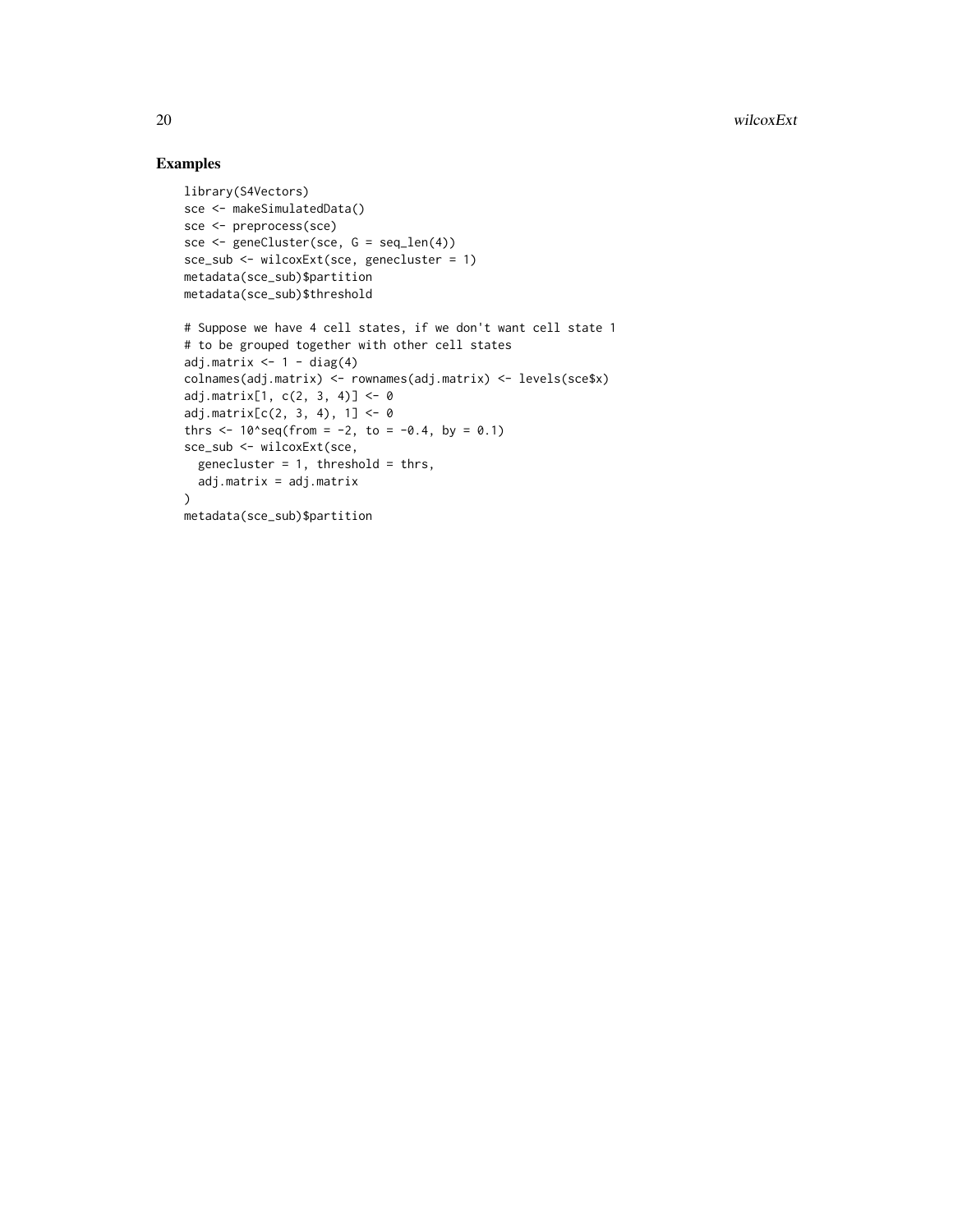## Examples

```
library(S4Vectors)
sce <- makeSimulatedData()
sce <- preprocess(sce)
sce <- geneCluster(sce, G = seq_len(4))
sce_sub <- wilcoxExt(sce, genecluster = 1)
metadata(sce_sub)$partition
metadata(sce_sub)$threshold

# Suppose we have 4 cell states, if we don't want cell state 1
# to be grouped together with other cell states
adj.matrix <- 1 - diag(4)
colnames(adj.matrix) <- rownames(adj.matrix) <- levels(sce$x)
adj.matrix[1, c(2, 3, 4)] <- 0
adj.matrix[c(2, 3, 4), 1] <- 0
thrs <- 10^seq(from = -2, to = -0.4, by = 0.1)
sce_sub <- wilcoxExt(sce,
  genecluster = 1, threshold = thrs,
  adj.matrix = adj.matrix
)
metadata(sce_sub)$partition
```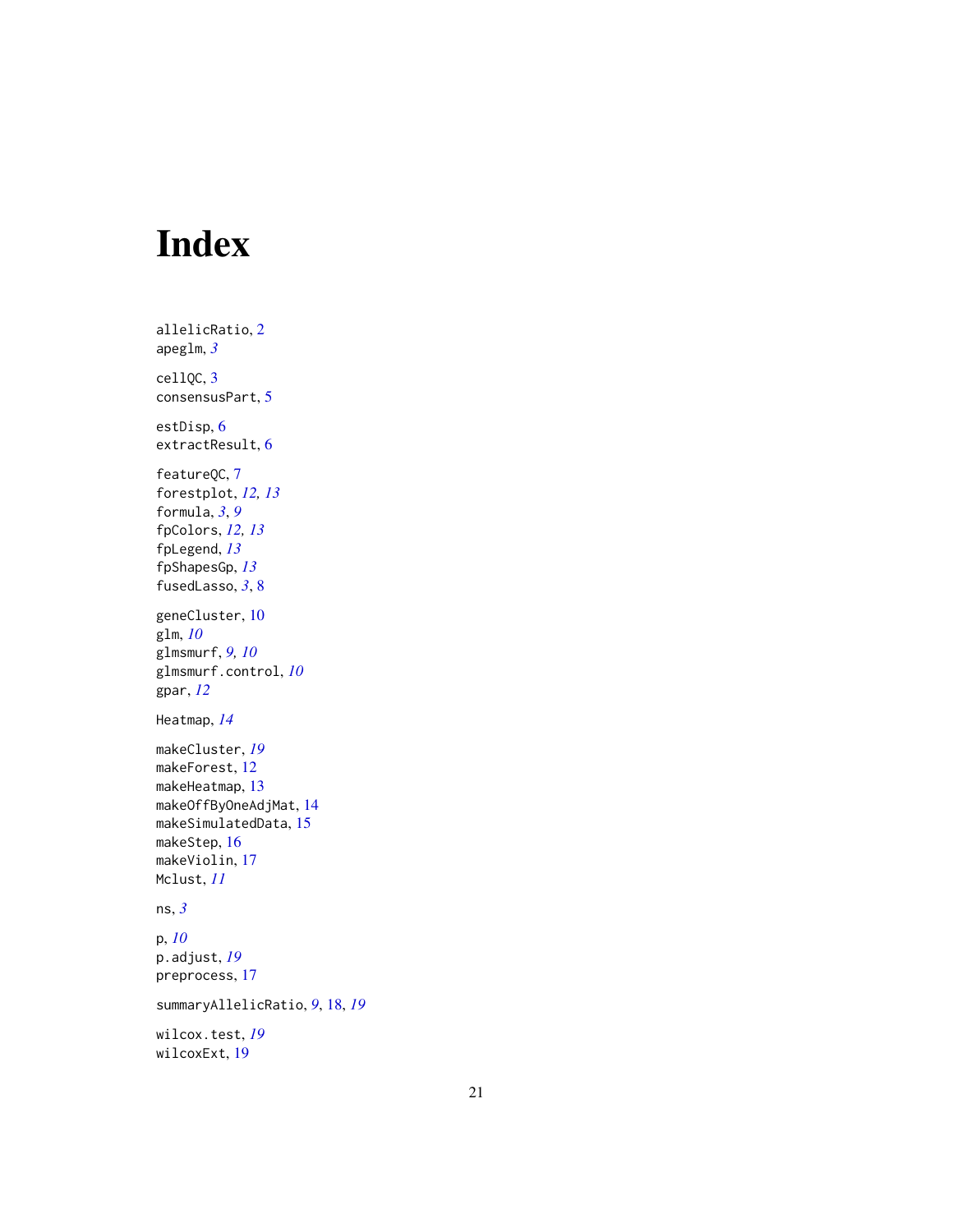# Index

allelicRatio, 2
apeglm, *3*

cellQC, 3
consensusPart, 5

estDisp, 6
extractResult, 6

featureQC, 7
forestplot, *12, 13*
formula, *3*, *9*
fpColors, *12, 13*
fpLegend, *13*
fpShapesGp, *13*
fusedLasso, *3*, 8

geneCluster, 10
glm, *10*
glmsmurf, *9, 10*
glmsmurf.control, *10*
gpar, *12*

Heatmap, *14*

makeCluster, *19*
makeForest, 12
makeHeatmap, 13
makeOffByOneAdjMat, 14
makeSimulatedData, 15
makeStep, 16
makeViolin, 17
Mclust, *11*

ns, *3*

p, *10*
p.adjust, *19*
preprocess, 17

summaryAllelicRatio, *9*, 18, *19*

wilcox.test, *19*
wilcoxExt, 19